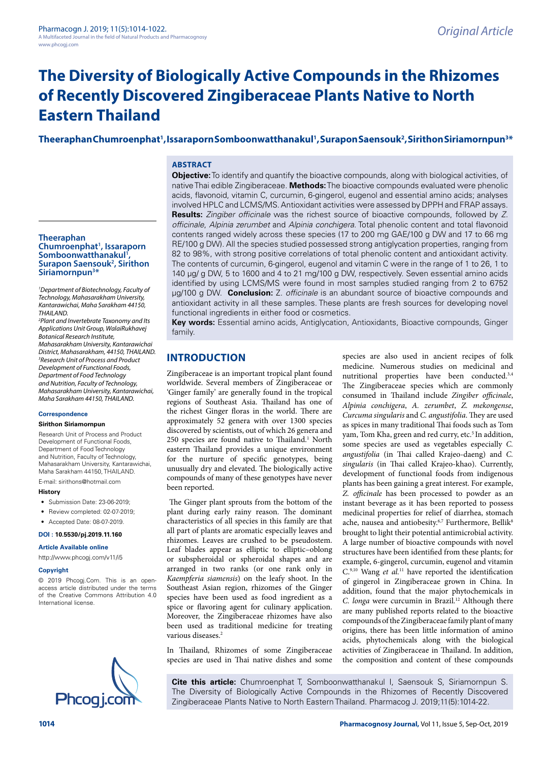Original Article

# The Diversity of Biologically Active Compounds in the Rhizomes of Recently Discovered Zingiberaceae Plants Native to North Eastern Thailand

**Theeraphan Chumroenphat[1], Issaraporn Somboonwatthanakul[1], Surapon Saensouk[2], Sirithon Siriamornpun[3]\***

## ABSTRACT

**Objective:** To identify and quantify the bioactive compounds, along with biological activities, of native Thai edible Zingiberaceae. **Methods:** The bioactive compounds evaluated were phenolic acids, flavonoid, vitamin C, curcumin, 6-gingerol, eugenol and essential amino acids; analyses involved HPLC and LCMS/MS. Antioxidant activities were assessed by DPPH and FRAP assays. **Results:** *Zingiber officinale* was the richest source of bioactive compounds, followed by *Z. officinale*, *Alpinia zerumbet* and *Alpinia conchigera*. Total phenolic content and total flavonoid contents ranged widely across these species (17 to 200 mg GAE/100 g DW and 17 to 66 mg RE/100 g DW). All the species studied possessed strong antiglycation properties, ranging from 82 to 98%, with strong positive correlations of total phenolic content and antioxidant activity. The contents of curcumin, 6-gingerol, eugenol and vitamin C were in the range of 1 to 26, 1 to 140 µg/ g DW, 5 to 1600 and 4 to 21 mg/100 g DW, respectively. Seven essential amino acids identified by using LCMS/MS were found in most samples studied ranging from 2 to 6752 µg/100 g DW. **Conclusion:** Z. *officinale* is an abundant source of bioactive compounds and antioxidant activity in all these samples. These plants are fresh sources for developing novel functional ingredients in either food or cosmetics.

**Key words:** Essential amino acids, Antiglycation, Antioxidants, Bioactive compounds, Ginger family.

**Theeraphan Chumroenphat[1], Issaraporn Somboonwatthanakul[1], Surapon Saensouk[2], Sirithon Siriamornpun[3]\***

[1]*Department of Biotechnology, Faculty of Technology, Mahasarakham University, Kantarawichai, Maha Sarakham 44150, THAILAND.*

[2]*Plant and Invertebrate Taxonomy and Its Applications Unit Group, WalaiRukhavej Botanical Research Institute, Mahasarakham University, Kantarawichai District, Mahasarakham, 44150, THAILAND.*

[3]*Research Unit of Process and Product Development of Functional Foods, Department of Food Technology and Nutrition, Faculty of Technology, Mahasarakham University, Kantarawichai, Maha Sarakham 44150, THAILAND.*

**Correspondence**

**Sirithon Siriamornpun**

Research Unit of Process and Product Development of Functional Foods, Department of Food Technology and Nutrition, Faculty of Technology, Mahasarakham University, Kantarawichai, Maha Sarakham 44150, THAILAND.

E-mail: sirithons@hotmail.com

**History**

- Submission Date: 23-06-2019;
- Review completed: 02-07-2019;
- Accepted Date: 08-07-2019.

**DOI : 10.5530/pj.2019.11.160**

**Article Available online**

http://www.phcogj.com/v11/i5

**Copyright**

© 2019 Phcogj.Com. This is an open-access article distributed under the terms of the Creative Commons Attribution 4.0 International license.

## INTRODUCTION

Zingiberaceae is an important tropical plant found worldwide. Several members of Zingiberaceae or 'Ginger family' are generally found in the tropical regions of Southeast Asia. Thailand has one of the richest Ginger floras in the world. There are approximately 52 genera with over 1300 species discovered by scientists, out of which 26 genera and 250 species are found native to Thailand.[1] North eastern Thailand provides a unique environment for the nurture of specific genotypes, being unusually dry and elevated. The biologically active compounds of many of these genotypes have never been reported.

The Ginger plant sprouts from the bottom of the plant during early rainy reason. The dominant characteristics of all species in this family are that all part of plants are aromatic especially leaves and rhizomes. Leaves are crushed to be pseudostem. Leaf blades appear as elliptic to elliptic–oblong or subspheroidal or spheroidal shapes and are arranged in two ranks (or one rank only in *Kaempferia siamensis*) on the leafy shoot. In the Southeast Asian region, rhizomes of the Ginger species have been used as food ingredient as a spice or flavoring agent for culinary application. Moreover, the Zingiberaceae rhizomes have also been used as traditional medicine for treating various diseases.[2]

In Thailand, Rhizomes of some Zingiberaceae species are used in Thai native dishes and some species are also used in ancient recipes of folk medicine. Numerous studies on medicinal and nutritional properties have been conducted.[3,4] The Zingiberaceae species which are commonly consumed in Thailand include *Zingiber officinale*, *Alpinia conchigera*, *A. zerumbet*, *Z. mekongense*, *Curcuma singularis* and *C. angustifolia*. They are used as spices in many traditional Thai foods such as Tom yam, Tom Kha, green and red curry, etc.[5] In addition, some species are used as vegetables especially *C. angustifolia* (in Thai called Krajeo-daeng) and *C. singularis* (in Thai called Krajeo-khao). Currently, development of functional foods from indigenous plants has been gaining a great interest. For example, *Z. officinale* has been processed to powder as an instant beverage as it has been reported to possess medicinal properties for relief of diarrhea, stomach ache, nausea and antiobesity.[6,7] Furthermore, Bellik[8] brought to light their potential antimicrobial activity. A large number of bioactive compounds with novel structures have been identified from these plants; for example, 6-gingerol, curcumin, eugenol and vitamin C.[9,10] Wang *et al.*[11] have reported the identification of gingerol in Zingiberaceae grown in China. In addition, found that the major phytochemicals in *C. longa* were curcumin in Brazil.[12] Although there are many published reports related to the bioactive compounds of the Zingiberaceae family plant of many origins, there has been little information of amino acids, phytochemicals along with the biological activities of Zingiberaceae in Thailand. In addition, the composition and content of these compounds

**Cite this article:** Chumroenphat T, Somboonwatthanakul I, Saensouk S, Siriamornpun S. The Diversity of Biologically Active Compounds in the Rhizomes of Recently Discovered Zingiberaceae Plants Native to North Eastern Thailand. Pharmacog J. 2019;11(5):1014-22.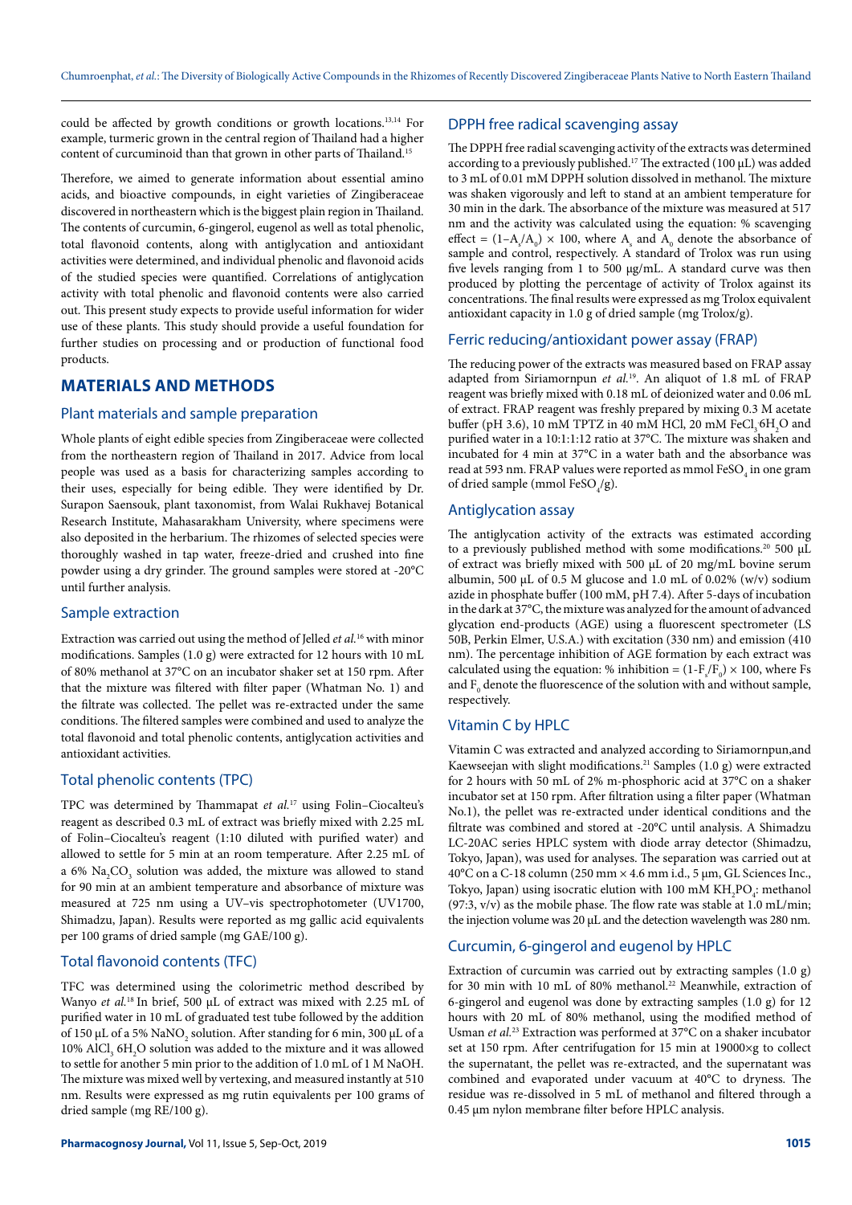could be affected by growth conditions or growth locations.[13,14] For example, turmeric grown in the central region of Thailand had a higher content of curcuminoid than that grown in other parts of Thailand.[15]

Therefore, we aimed to generate information about essential amino acids, and bioactive compounds, in eight varieties of Zingiberaceae discovered in northeastern which is the biggest plain region in Thailand. The contents of curcumin, 6-gingerol, eugenol as well as total phenolic, total flavonoid contents, along with antiglycation and antioxidant activities were determined, and individual phenolic and flavonoid acids of the studied species were quantified. Correlations of antiglycation activity with total phenolic and flavonoid contents were also carried out. This present study expects to provide useful information for wider use of these plants. This study should provide a useful foundation for further studies on processing and or production of functional food products.

## MATERIALS AND METHODS

### Plant materials and sample preparation

Whole plants of eight edible species from Zingiberaceae were collected from the northeastern region of Thailand in 2017. Advice from local people was used as a basis for characterizing samples according to their uses, especially for being edible. They were identified by Dr. Surapon Saensouk, plant taxonomist, from Walai Rukhavej Botanical Research Institute, Mahasarakham University, where specimens were also deposited in the herbarium. The rhizomes of selected species were thoroughly washed in tap water, freeze-dried and crushed into fine powder using a dry grinder. The ground samples were stored at -20°C until further analysis.

### Sample extraction

Extraction was carried out using the method of Jelled *et al.*[16] with minor modifications. Samples (1.0 g) were extracted for 12 hours with 10 mL of 80% methanol at 37°C on an incubator shaker set at 150 rpm. After that the mixture was filtered with filter paper (Whatman No. 1) and the filtrate was collected. The pellet was re-extracted under the same conditions. The filtered samples were combined and used to analyze the total flavonoid and total phenolic contents, antiglycation activities and antioxidant activities.

### Total phenolic contents (TPC)

TPC was determined by Thammapat *et al.*[17] using Folin–Ciocalteu's reagent as described 0.3 mL of extract was briefly mixed with 2.25 mL of Folin–Ciocalteu's reagent (1:10 diluted with purified water) and allowed to settle for 5 min at an room temperature. After 2.25 mL of a 6% $Na_2CO_3$ solution was added, the mixture was allowed to stand for 90 min at an ambient temperature and absorbance of mixture was measured at 725 nm using a UV–vis spectrophotometer (UV1700, Shimadzu, Japan). Results were reported as mg gallic acid equivalents per 100 grams of dried sample (mg GAE/100 g).

### Total flavonoid contents (TFC)

TFC was determined using the colorimetric method described by Wanyo *et al.*[18] In brief, 500 µL of extract was mixed with 2.25 mL of purified water in 10 mL of graduated test tube followed by the addition of 150 µL of a 5% $NaNO_2$ solution. After standing for 6 min, 300 µL of a 10% $AlCl_3 \cdot 6H_2O$ solution was added to the mixture and it was allowed to settle for another 5 min prior to the addition of 1.0 mL of 1 M NaOH. The mixture was mixed well by vertexing, and measured instantly at 510 nm. Results were expressed as mg rutin equivalents per 100 grams of dried sample (mg RE/100 g).

### DPPH free radical scavenging assay

The DPPH free radial scavenging activity of the extracts was determined according to a previously published.[17] The extracted (100 µL) was added to 3 mL of 0.01 mM DPPH solution dissolved in methanol. The mixture was shaken vigorously and left to stand at an ambient temperature for 30 min in the dark. The absorbance of the mixture was measured at 517 nm and the activity was calculated using the equation: % scavenging effect = $(1 - A_s/A_0) \times 100$, where $A_s$ and $A_0$ denote the absorbance of sample and control, respectively. A standard of Trolox was run using five levels ranging from 1 to 500 µg/mL. A standard curve was then produced by plotting the percentage of activity of Trolox against its concentrations. The final results were expressed as mg Trolox equivalent antioxidant capacity in 1.0 g of dried sample (mg Trolox/g).

### Ferric reducing/antioxidant power assay (FRAP)

The reducing power of the extracts was measured based on FRAP assay adapted from Siriamornpun *et al.*[19]. An aliquot of 1.8 mL of FRAP reagent was briefly mixed with 0.18 mL of deionized water and 0.06 mL of extract. FRAP reagent was freshly prepared by mixing 0.3 M acetate buffer (pH 3.6), 10 mM TPTZ in 40 mM HCl, 20 mM $FeCl_3 \cdot 6H_2O$ and purified water in a 10:1:1:12 ratio at 37°C. The mixture was shaken and incubated for 4 min at 37°C in a water bath and the absorbance was read at 593 nm. FRAP values were reported as mmol $FeSO_4$ in one gram of dried sample (mmol $FeSO_4$/g).

### Antiglycation assay

The antiglycation activity of the extracts was estimated according to a previously published method with some modifications.[20] 500 µL of extract was briefly mixed with 500 µL of 20 mg/mL bovine serum albumin, 500 µL of 0.5 M glucose and 1.0 mL of 0.02% (w/v) sodium azide in phosphate buffer (100 mM, pH 7.4). After 5-days of incubation in the dark at 37°C, the mixture was analyzed for the amount of advanced glycation end-products (AGE) using a fluorescent spectrometer (LS 50B, Perkin Elmer, U.S.A.) with excitation (330 nm) and emission (410 nm). The percentage inhibition of AGE formation by each extract was calculated using the equation: % inhibition = $(1 - F_s/F_0) \times 100$, where Fs and $F_0$ denote the fluorescence of the solution with and without sample, respectively.

### Vitamin C by HPLC

Vitamin C was extracted and analyzed according to Siriamornpun,and Kaewseejan with slight modifications.[21] Samples (1.0 g) were extracted for 2 hours with 50 mL of 2% m-phosphoric acid at 37°C on a shaker incubator set at 150 rpm. After filtration using a filter paper (Whatman No.1), the pellet was re-extracted under identical conditions and the filtrate was combined and stored at -20°C until analysis. A Shimadzu LC-20AC series HPLC system with diode array detector (Shimadzu, Tokyo, Japan), was used for analyses. The separation was carried out at 40°C on a C-18 column (250 mm × 4.6 mm i.d., 5 µm, GL Sciences Inc., Tokyo, Japan) using isocratic elution with 100 mM $KH_2PO_4$: methanol (97:3, v/v) as the mobile phase. The flow rate was stable at 1.0 mL/min; the injection volume was 20 µL and the detection wavelength was 280 nm.

### Curcumin, 6-gingerol and eugenol by HPLC

Extraction of curcumin was carried out by extracting samples (1.0 g) for 30 min with 10 mL of 80% methanol.[22] Meanwhile, extraction of 6-gingerol and eugenol was done by extracting samples (1.0 g) for 12 hours with 20 mL of 80% methanol, using the modified method of Usman *et al.*[23] Extraction was performed at 37°C on a shaker incubator set at 150 rpm. After centrifugation for 15 min at 19000×g to collect the supernatant, the pellet was re-extracted, and the supernatant was combined and evaporated under vacuum at 40°C to dryness. The residue was re-dissolved in 5 mL of methanol and filtered through a 0.45 µm nylon membrane filter before HPLC analysis.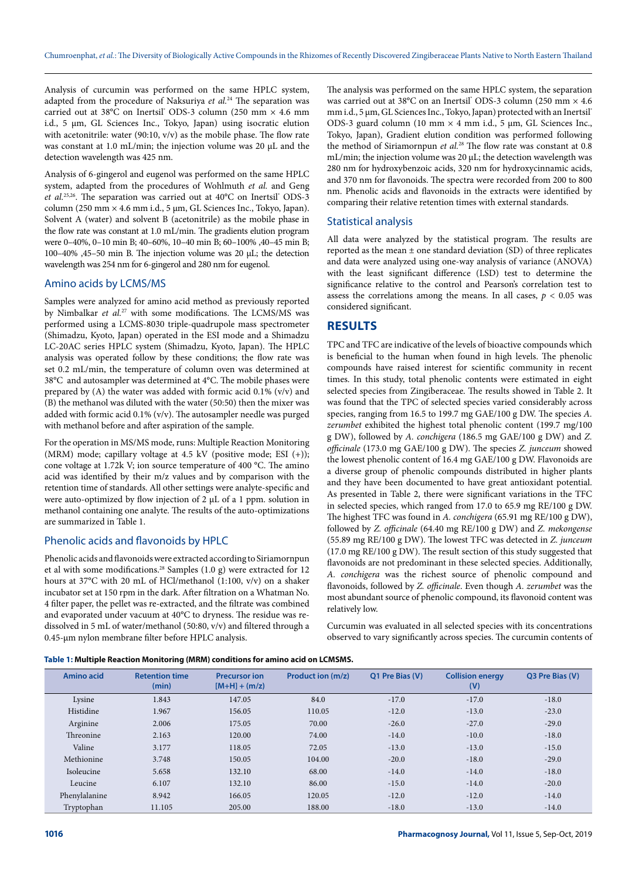Analysis of curcumin was performed on the same HPLC system, adapted from the procedure of Naksuriya *et al.*[24] The separation was carried out at 38°C on Inertsil® ODS-3 column (250 mm × 4.6 mm i.d., 5 µm, GL Sciences Inc., Tokyo, Japan) using isocratic elution with acetonitrile: water (90:10, v/v) as the mobile phase. The flow rate was constant at 1.0 mL/min; the injection volume was 20 µL and the detection wavelength was 425 nm.

Analysis of 6-gingerol and eugenol was performed on the same HPLC system, adapted from the procedures of Wohlmuth *et al.* and Geng *et al.*[25,26]. The separation was carried out at 40°C on Inertsil® ODS-3 column (250 mm × 4.6 mm i.d., 5 µm, GL Sciences Inc., Tokyo, Japan). Solvent A (water) and solvent B (acetonitrile) as the mobile phase in the flow rate was constant at 1.0 mL/min. The gradients elution program were 0–40%, 0–10 min B; 40–60%, 10–40 min B; 60–100% ,40–45 min B; 100–40% ,45–50 min B. The injection volume was 20 µL; the detection wavelength was 254 nm for 6-gingerol and 280 nm for eugenol.

## Amino acids by LCMS/MS

Samples were analyzed for amino acid method as previously reported by Nimbalkar *et al.*[27] with some modifications. The LCMS/MS was performed using a LCMS-8030 triple-quadrupole mass spectrometer (Shimadzu, Kyoto, Japan) operated in the ESI mode and a Shimadzu LC-20AC series HPLC system (Shimadzu, Kyoto, Japan). The HPLC analysis was operated follow by these conditions; the flow rate was set 0.2 mL/min, the temperature of column oven was determined at 38°C and autosampler was determined at 4°C. The mobile phases were prepared by (A) the water was added with formic acid 0.1% (v/v) and (B) the methanol was diluted with the water (50:50) then the mixer was added with formic acid 0.1% (v/v). The autosampler needle was purged with methanol before and after aspiration of the sample.

For the operation in MS/MS mode, runs: Multiple Reaction Monitoring (MRM) mode; capillary voltage at 4.5 kV (positive mode; ESI (+)); cone voltage at 1.72k V; ion source temperature of 400 °C. The amino acid was identified by their m/z values and by comparison with the retention time of standards. All other settings were analyte-specific and were auto-optimized by flow injection of 2 µL of a 1 ppm. solution in methanol containing one analyte. The results of the auto-optimizations are summarized in Table 1.

## Phenolic acids and flavonoids by HPLC

Phenolic acids and flavonoids were extracted according to Siriamornpun et al with some modifications.[28] Samples (1.0 g) were extracted for 12 hours at 37°C with 20 mL of HCl/methanol (1:100, v/v) on a shaker incubator set at 150 rpm in the dark. After filtration on a Whatman No. 4 filter paper, the pellet was re-extracted, and the filtrate was combined and evaporated under vacuum at 40°C to dryness. The residue was re-dissolved in 5 mL of water/methanol (50:80, v/v) and filtered through a 0.45-µm nylon membrane filter before HPLC analysis.

The analysis was performed on the same HPLC system, the separation was carried out at 38°C on an Inertsil® ODS-3 column (250 mm × 4.6 mm i.d., 5 µm, GL Sciences Inc., Tokyo, Japan) protected with an Inertsil® ODS-3 guard column (10 mm × 4 mm i.d., 5 µm, GL Sciences Inc., Tokyo, Japan), Gradient elution condition was performed following the method of Siriamornpun *et al.*[28] The flow rate was constant at 0.8 mL/min; the injection volume was 20 µL; the detection wavelength was 280 nm for hydroxybenzoic acids, 320 nm for hydroxycinnamic acids, and 370 nm for flavonoids. The spectra were recorded from 200 to 800 nm. Phenolic acids and flavonoids in the extracts were identified by comparing their relative retention times with external standards.

## Statistical analysis

All data were analyzed by the statistical program. The results are reported as the mean ± one standard deviation (SD) of three replicates and data were analyzed using one-way analysis of variance (ANOVA) with the least significant difference (LSD) test to determine the significance relative to the control and Pearson's correlation test to assess the correlations among the means. In all cases, $p < 0.05$ was considered significant.

# RESULTS

TPC and TFC are indicative of the levels of bioactive compounds which is beneficial to the human when found in high levels. The phenolic compounds have raised interest for scientific community in recent times. In this study, total phenolic contents were estimated in eight selected species from Zingiberaceae. The results showed in Table 2. It was found that the TPC of selected species varied considerably across species, ranging from 16.5 to 199.7 mg GAE/100 g DW. The species *A. zerumbet* exhibited the highest total phenolic content (199.7 mg/100 g DW), followed by *A. conchigera* (186.5 mg GAE/100 g DW) and *Z. officinale* (173.0 mg GAE/100 g DW). The species *Z. junceum* showed the lowest phenolic content of 16.4 mg GAE/100 g DW. Flavonoids are a diverse group of phenolic compounds distributed in higher plants and they have been documented to have great antioxidant potential. As presented in Table 2, there were significant variations in the TFC in selected species, which ranged from 17.0 to 65.9 mg RE/100 g DW. The highest TFC was found in *A. conchigera* (65.91 mg RE/100 g DW), followed by *Z. officinale* (64.40 mg RE/100 g DW) and *Z. mekongense* (55.89 mg RE/100 g DW). The lowest TFC was detected in *Z. junceum* (17.0 mg RE/100 g DW). The result section of this study suggested that flavonoids are not predominant in these selected species. Additionally, *A. conchigera* was the richest source of phenolic compound and flavonoids, followed by *Z. officinale*. Even though *A. zerumbet* was the most abundant source of phenolic compound, its flavonoid content was relatively low.

Curcumin was evaluated in all selected species with its concentrations observed to vary significantly across species. The curcumin contents of

**Table 1: Multiple Reaction Monitoring (MRM) conditions for amino acid on LCMSMS.**

| Amino acid | Retention time (min) | Precursor ion [M+H] + (m/z) | Product ion (m/z) | Q1 Pre Bias (V) | Collision energy (V) | Q3 Pre Bias (V) |
|---|---|---|---|---|---|---|
| Lysine | 1.843 | 147.05 | 84.0 | -17.0 | -17.0 | -18.0 |
| Histidine | 1.967 | 156.05 | 110.05 | -12.0 | -13.0 | -23.0 |
| Arginine | 2.006 | 175.05 | 70.00 | -26.0 | -27.0 | -29.0 |
| Threonine | 2.163 | 120.00 | 74.00 | -14.0 | -10.0 | -18.0 |
| Valine | 3.177 | 118.05 | 72.05 | -13.0 | -13.0 | -15.0 |
| Methionine | 3.748 | 150.05 | 104.00 | -20.0 | -18.0 | -29.0 |
| Isoleucine | 5.658 | 132.10 | 68.00 | -14.0 | -14.0 | -18.0 |
| Leucine | 6.107 | 132.10 | 86.00 | -15.0 | -14.0 | -20.0 |
| Phenylalanine | 8.942 | 166.05 | 120.05 | -12.0 | -12.0 | -14.0 |
| Tryptophan | 11.105 | 205.00 | 188.00 | -18.0 | -13.0 | -14.0 |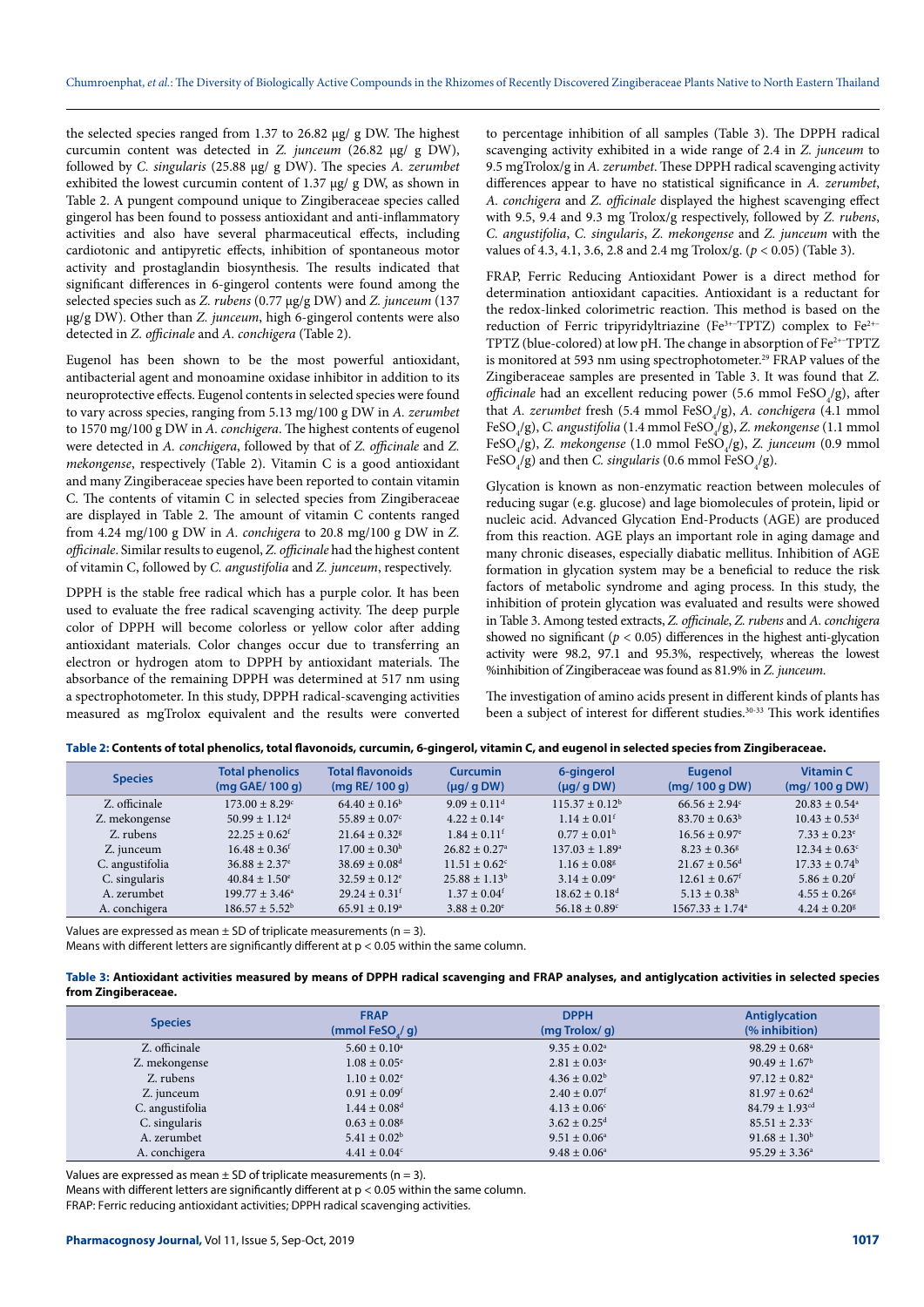the selected species ranged from 1.37 to 26.82 µg/ g DW. The highest curcumin content was detected in *Z. junceum* (26.82 µg/ g DW), followed by *C. singularis* (25.88 µg/ g DW). The species *A. zerumbet* exhibited the lowest curcumin content of 1.37 µg/ g DW, as shown in Table 2. A pungent compound unique to Zingiberaceae species called gingerol has been found to possess antioxidant and anti-inflammatory activities and also have several pharmaceutical effects, including cardiotonic and antipyretic effects, inhibition of spontaneous motor activity and prostaglandin biosynthesis. The results indicated that significant differences in 6-gingerol contents were found among the selected species such as *Z. rubens* (0.77 µg/g DW) and *Z. junceum* (137 µg/g DW). Other than *Z. junceum*, high 6-gingerol contents were also detected in *Z. officinale* and *A. conchigera* (Table 2).

Eugenol has been shown to be the most powerful antioxidant, antibacterial agent and monoamine oxidase inhibitor in addition to its neuroprotective effects. Eugenol contents in selected species were found to vary across species, ranging from 5.13 mg/100 g DW in *A. zerumbet* to 1570 mg/100 g DW in *A. conchigera*. The highest contents of eugenol were detected in *A. conchigera*, followed by that of *Z. officinale* and *Z. mekongense*, respectively (Table 2). Vitamin C is a good antioxidant and many Zingiberaceae species have been reported to contain vitamin C. The contents of vitamin C in selected species from Zingiberaceae are displayed in Table 2. The amount of vitamin C contents ranged from 4.24 mg/100 g DW in *A. conchigera* to 20.8 mg/100 g DW in *Z. officinale*. Similar results to eugenol, *Z. officinale* had the highest content of vitamin C, followed by *C. angustifolia* and *Z. junceum*, respectively.

DPPH is the stable free radical which has a purple color. It has been used to evaluate the free radical scavenging activity. The deep purple color of DPPH will become colorless or yellow color after adding antioxidant materials. Color changes occur due to transferring an electron or hydrogen atom to DPPH by antioxidant materials. The absorbance of the remaining DPPH was determined at 517 nm using a spectrophotometer. In this study, DPPH radical-scavenging activities measured as mgTrolox equivalent and the results were converted to percentage inhibition of all samples (Table 3). The DPPH radical scavenging activity exhibited in a wide range of 2.4 in *Z. junceum* to 9.5 mgTrolox/g in *A. zerumbet*. These DPPH radical scavenging activity differences appear to have no statistical significance in *A. zerumbet*, *A. conchigera* and *Z. officinale* displayed the highest scavenging effect with 9.5, 9.4 and 9.3 mg Trolox/g respectively, followed by *Z. rubens*, *C. angustifolia*, *C. singularis*, *Z. mekongense* and *Z. junceum* with the values of 4.3, 4.1, 3.6, 2.8 and 2.4 mg Trolox/g. ($p < 0.05$) (Table 3).

FRAP, Ferric Reducing Antioxidant Power is a direct method for determination antioxidant capacities. Antioxidant is a reductant for the redox-linked colorimetric reaction. This method is based on the reduction of Ferric tripyridyltriazine ($Fe^{3+}$-TPTZ) complex to $Fe^{2+}$-TPTZ (blue-colored) at low pH. The change in absorption of $Fe^{2+}$-TPTZ is monitored at 593 nm using spectrophotometer.[29] FRAP values of the Zingiberaceae samples are presented in Table 3. It was found that *Z. officinale* had an excellent reducing power (5.6 mmol $FeSO_4$/g), after that *A. zerumbet* fresh (5.4 mmol $FeSO_4$/g), *A. conchigera* (4.1 mmol $FeSO_4$/g), *C. angustifolia* (1.4 mmol $FeSO_4$/g), *Z. mekongense* (1.1 mmol $FeSO_4$/g), *Z. mekongense* (1.0 mmol $FeSO_4$/g), *Z. junceum* (0.9 mmol $FeSO_4$/g) and then *C. singularis* (0.6 mmol $FeSO_4$/g).

Glycation is known as non-enzymatic reaction between molecules of reducing sugar (e.g. glucose) and lage biomolecules of protein, lipid or nucleic acid. Advanced Glycation End-Products (AGE) are produced from this reaction. AGE plays an important role in aging damage and many chronic diseases, especially diabatic mellitus. Inhibition of AGE formation in glycation system may be a beneficial to reduce the risk factors of metabolic syndrome and aging process. In this study, the inhibition of protein glycation was evaluated and results were showed in Table 3. Among tested extracts, *Z. officinale*, *Z. rubens* and *A. conchigera* showed no significant ($p < 0.05$) differences in the highest anti-glycation activity were 98.2, 97.1 and 95.3%, respectively, whereas the lowest %inhibition of Zingiberaceae was found as 81.9% in *Z. junceum*.

The investigation of amino acids present in different kinds of plants has been a subject of interest for different studies.[30-33] This work identifies

**Table 2: Contents of total phenolics, total flavonoids, curcumin, 6-gingerol, vitamin C, and eugenol in selected species from Zingiberaceae.**

| Species | Total phenolics (mg GAE/ 100 g) | Total flavonoids (mg RE/ 100 g) | Curcumin (µg/ g DW) | 6-gingerol (µg/ g DW) | Eugenol (mg/ 100 g DW) | Vitamin C (mg/ 100 g DW) |
|---|---|---|---|---|---|---|
| Z. officinale | 173.00 ± 8.29[c] | 64.40 ± 0.16[b] | 9.09 ± 0.11[d] | 115.37 ± 0.12[b] | 66.56 ± 2.94[c] | 20.83 ± 0.54[a] |
| Z. mekongense | 50.99 ± 1.12[d] | 55.89 ± 0.07[c] | 4.22 ± 0.14[e] | 1.14 ± 0.01[f] | 83.70 ± 0.63[b] | 10.43 ± 0.53[d] |
| Z. rubens | 22.25 ± 0.62[f] | 21.64 ± 0.32[g] | 1.84 ± 0.11[f] | 0.77 ± 0.01[h] | 16.56 ± 0.97[e] | 7.33 ± 0.23[e] |
| Z. junceum | 16.48 ± 0.36[f] | 17.00 ± 0.30[h] | 26.82 ± 0.27[a] | 137.03 ± 1.89[a] | 8.23 ± 0.36[g] | 12.34 ± 0.63[c] |
| C. angustifolia | 36.88 ± 2.37[e] | 38.69 ± 0.08[d] | 11.51 ± 0.62[c] | 1.16 ± 0.08[g] | 21.67 ± 0.56[d] | 17.33 ± 0.74[b] |
| C. singularis | 40.84 ± 1.50[e] | 32.59 ± 0.12[e] | 25.88 ± 1.13[b] | 3.14 ± 0.09[e] | 12.61 ± 0.67[f] | 5.86 ± 0.20[f] |
| A. zerumbet | 199.77 ± 3.46[a] | 29.24 ± 0.31[f] | 1.37 ± 0.04[f] | 18.62 ± 0.18[d] | 5.13 ± 0.38[h] | 4.55 ± 0.26[g] |
| A. conchigera | 186.57 ± 5.52[b] | 65.91 ± 0.19[a] | 3.88 ± 0.20[e] | 56.18 ± 0.89[c] | 1567.33 ± 1.74[a] | 4.24 ± 0.20[g] |

Values are expressed as mean ± SD of triplicate measurements (n = 3).

Means with different letters are significantly different at p < 0.05 within the same column.

**Table 3: Antioxidant activities measured by means of DPPH radical scavenging and FRAP analyses, and antiglycation activities in selected species from Zingiberaceae.**

| Species | FRAP (mmol $FeSO_4$/ g) | DPPH (mg Trolox/ g) | Antiglycation (% inhibition) |
|---|---|---|---|
| Z. officinale | 5.60 ± 0.10[a] | 9.35 ± 0.02[a] | 98.29 ± 0.68[a] |
| Z. mekongense | 1.08 ± 0.05[e] | 2.81 ± 0.03[e] | 90.49 ± 1.67[b] |
| Z. rubens | 1.10 ± 0.02[e] | 4.36 ± 0.02[b] | 97.12 ± 0.82[a] |
| Z. junceum | 0.91 ± 0.09[f] | 2.40 ± 0.07[f] | 81.97 ± 0.62[d] |
| C. angustifolia | 1.44 ± 0.08[d] | 4.13 ± 0.06[c] | 84.79 ± 1.93[cd] |
| C. singularis | 0.63 ± 0.08[g] | 3.62 ± 0.25[d] | 85.51 ± 2.33[c] |
| A. zerumbet | 5.41 ± 0.02[b] | 9.51 ± 0.06[a] | 91.68 ± 1.30[b] |
| A. conchigera | 4.41 ± 0.04[c] | 9.48 ± 0.06[a] | 95.29 ± 3.36[a] |

Values are expressed as mean ± SD of triplicate measurements (n = 3).

Means with different letters are significantly different at p < 0.05 within the same column.

FRAP: Ferric reducing antioxidant activities; DPPH radical scavenging activities.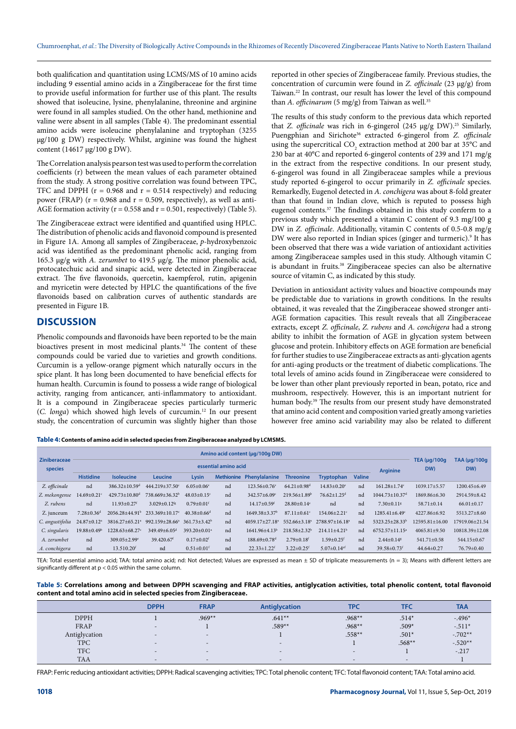both qualification and quantitation using LCMS/MS of 10 amino acids including 9 essential amino acids in a Zingiberaceae for the first time to provide useful information for further use of this plant. The results showed that isoleucine, lysine, phenylalanine, threonine and arginine were found in all samples studied. On the other hand, methionine and valine were absent in all samples (Table 4). The predominant essential amino acids were isoleucine phenylalanine and tryptophan (3255 µg/100 g DW) respectively. Whilst, arginine was found the highest content (14617 µg/100 g DW).

The Correlation analysis pearson test was used to perform the correlation coefficients (r) between the mean values of each parameter obtained from the study. A strong positive correlation was found between TPC, TFC and DPPH (r = 0.968 and r = 0.514 respectively) and reducing power (FRAP) (r = 0.968 and r = 0.509, respectively), as well as anti-AGE formation activity (r = 0.558 and r = 0.501, respectively) (Table 5).

The Zingiberaceae extract were identified and quantified using HPLC. The distribution of phenolic acids and flavonoid compound is presented in Figure 1A. Among all samples of Zingiberaceae, *p*-hydroxybenzoic acid was identified as the predominant phenolic acid, ranging from 165.3 µg/g with *A. zerumbet* to 419.5 µg/g. The minor phenolic acid, protocatechuic acid and sinapic acid, were detected in Zingiberaceae extract. The five flavonoids, quercetin, kaempferol, rutin, apigenin and myricetin were detected by HPLC the quantifications of the five flavonoids based on calibration curves of authentic standards are presented in Figure 1B.

## DISCUSSION

Phenolic compounds and flavonoids have been reported to be the main bioactives present in most medicinal plants.[34] The content of these compounds could be varied due to varieties and growth conditions. Curcumin is a yellow-orange pigment which naturally occurs in the spice plant. It has long been documented to have beneficial effects for human health. Curcumin is found to possess a wide range of biological activity, ranging from anticancer, anti-inflammatory to antioxidant. It is a compound in Zingiberaceae species particularly turmeric (*C. longa*) which showed high levels of curcumin.[12] In our present study, the concentration of curcumin was slightly higher than those reported in other species of Zingiberaceae family. Previous studies, the concentration of curcumin were found in *Z. officinale* (23 µg/g) from Taiwan.[22] In contrast, our result has lower the level of this compound than *A. officinarum* (5 mg/g) from Taiwan as well.[35]

The results of this study conform to the previous data which reported that *Z. officinale* was rich in 6-gingerol (245 µg/g DW).[25] Similarly, Puengphian and Sirichote[36] extracted 6-gingerol from *Z. officinale* using the supercritical $CO_2$ extraction method at 200 bar at 35°C and 230 bar at 40°C and reported 6-gingerol contents of 239 and 171 mg/g in the extract from the respective conditions. In our present study, 6-gingerol was found in all Zingiberaceae samples while a previous study reported 6-gingerol to occur primarily in *Z. officinale* species. Remarkedly, Eugenol detected in *A. conchigera* was about 8-fold greater than that found in Indian clove, which is reputed to possess high eugenol contents.[37] The findings obtained in this study conform to a previous study which presented a vitamin C content of 9.3 mg/100 g DW in *Z. officinale*. Additionally, vitamin C contents of 0.5-0.8 mg/g DW were also reported in Indian spices (ginger and turmeric).[9] It has been observed that there was a wide variation of antioxidant activities among Zingiberaceae samples used in this study. Although vitamin C is abundant in fruits.[38] Zingiberaceae species can also be alternative source of vitamin C, as indicated by this study.

Deviation in antioxidant activity values and bioactive compounds may be predictable due to variations in growth conditions. In the results obtained, it was revealed that the Zingiberaceae showed stronger anti-AGE formation capacities. This result reveals that all Zingiberaceae extracts, except *Z. officinale*, *Z. rubens* and *A. conchigera* had a strong ability to inhibit the formation of AGE in glycation system between glucose and protein. Inhibitory effects on AGE formation are beneficial for further studies to use Zingiberaceae extracts as anti-glycation agents for anti-aging products or the treatment of diabetic complications. The total levels of amino acids found in Zingiberaceae were considered to be lower than other plant previously reported in bean, potato, rice and mushroom, respectively. However, this is an important nutrient for human body.[39] The results from our present study have demonstrated that amino acid content and composition varied greatly among varieties however free amino acid variability may also be related to different

**Table 4: Contents of amino acid in selected species from Zingiberaceae analyzed by LCMSMS.**

| Ziniberaceae species | Amino acid content (µg/100g DW) | | | | | | | | | | TEA (µg/100g DW) | TAA (µg/100g DW) |
|---|---|---|---|---|---|---|---|---|---|---|---|---|
| | essential amino acid | | | | | | | | | Arginine | | |
| | Histidine | Isoleucine | Leucine | Lysin | Methionine | Phenylalanine | Threonine | Tryptophan | Valine | | | |
| *Z. officinale* | nd | 386.32±10.59[d] | 444.219±37.50[c] | 6.05±0.06[e] | nd | 123.56±0.76[e] | 64.21±0.98[d] | 14.83±0.20[e] | nd | 161.28±1.74[e] | 1039.17±5.57 | 1200.45±6.49 |
| *Z. mekongense* | 14.69±0.21[c] | 429.73±10.80[d] | 738.669±36.32[b] | 48.03±0.15[c] | nd | 342.57±6.09[c] | 219.56±1.89[b] | 76.62±1.25[d] | nd | 1044.73±10.37[d] | 1869.86±6.30 | 2914.59±8.42 |
| *Z. rubens* | nd | 11.93±0.27[f] | 3.029±0.12[g] | 0.79±0.01[f] | nd | 14.17±0.59[f] | 28.80±0.14[e] | nd | nd | 7.30±0.11[g] | 58.71±0.14 | 66.01±0.17 |
| Z. junceum | 7.28±0.36[d] | 2056.28±44.91[b] | 233.369±10.17[e] | 40.38±0.66[d] | nd | 1649.38±3.37[b] | 87.11±0.61[c] | 154.06±2.21[c] | nd | 1285.41±6.49[c] | 4227.86±6.92 | 5513.27±8.60 |
| *C. angustifolia* | 24.87±0.12[a] | 3816.27±65.21[a] | 992.159±28.66[a] | 361.73±3.42[b] | nd | 4059.17±27.18[a] | 552.66±3.18[a] | 2788.97±16.18[a] | nd | 5323.25±28.33[b] | 12595.81±16.00 | 17919.06±21.54 |
| *C. singularis* | 19.88±0.49[b] | 1228.63±68.27[c] | 349.49±6.05[d] | 393.20±0.01[a] | nd | 1641.96±4.13[b] | 218.58±2.32[b] | 214.11±4.21[b] | nd | 6752.57±11.15[a] | 4065.81±9.50 | 10818.39±12.08 |
| *A. zerumbet* | nd | 309.05±2.99[e] | 39.420.67[f] | 0.17±0.02[f] | nd | 188.69±0.78[d] | 2.79±0.18[f] | 1.59±0.25[f] | nd | 2.44±0.14[g] | 541.71±0.58 | 544.15±0.67 |
| *A. conchigera* | nd | 13.510.20[f] | nd | 0.51±0.01[f] | nd | 22.33±1.22[f] | 3.22±0.25[f] | 5.07±0.14[ef] | nd | 39.58±0.73[f] | 44.64±0.27 | 76.79±0.40 |

TEA: Total essential amino acid; TAA: total amino acid; nd: Not detected; Values are expressed as mean ± SD of triplicate measurements (n = 3); Means with different letters are significantly different at $p < 0.05$ within the same column.

**Table 5: Correlations among and between DPPH scavenging and FRAP activities, antiglycation activities, total phenolic content, total flavonoid content and total amino acid in selected species from Zingiberaceae.**

| | DPPH | FRAP | Antiglycation | TPC | TFC | TAA |
|---|---|---|---|---|---|---|
| DPPH | 1 | .969** | .641** | .968** | .514* | -.496* |
| FRAP | - | 1 | .589** | .968** | .509* | -.511* |
| Antiglycation | - | - | 1 | .558** | .501* | -.702** |
| TPC | - | - | - | 1 | .568** | -.520** |
| TFC | - | - | - | - | 1 | -.217 |
| TAA | - | - | - | - | - | 1 |

FRAP: Ferric reducing antioxidant activities; DPPH: Radical scavenging activities; TPC: Total phenolic content; TFC: Total flavonoid content; TAA: Total amino acid.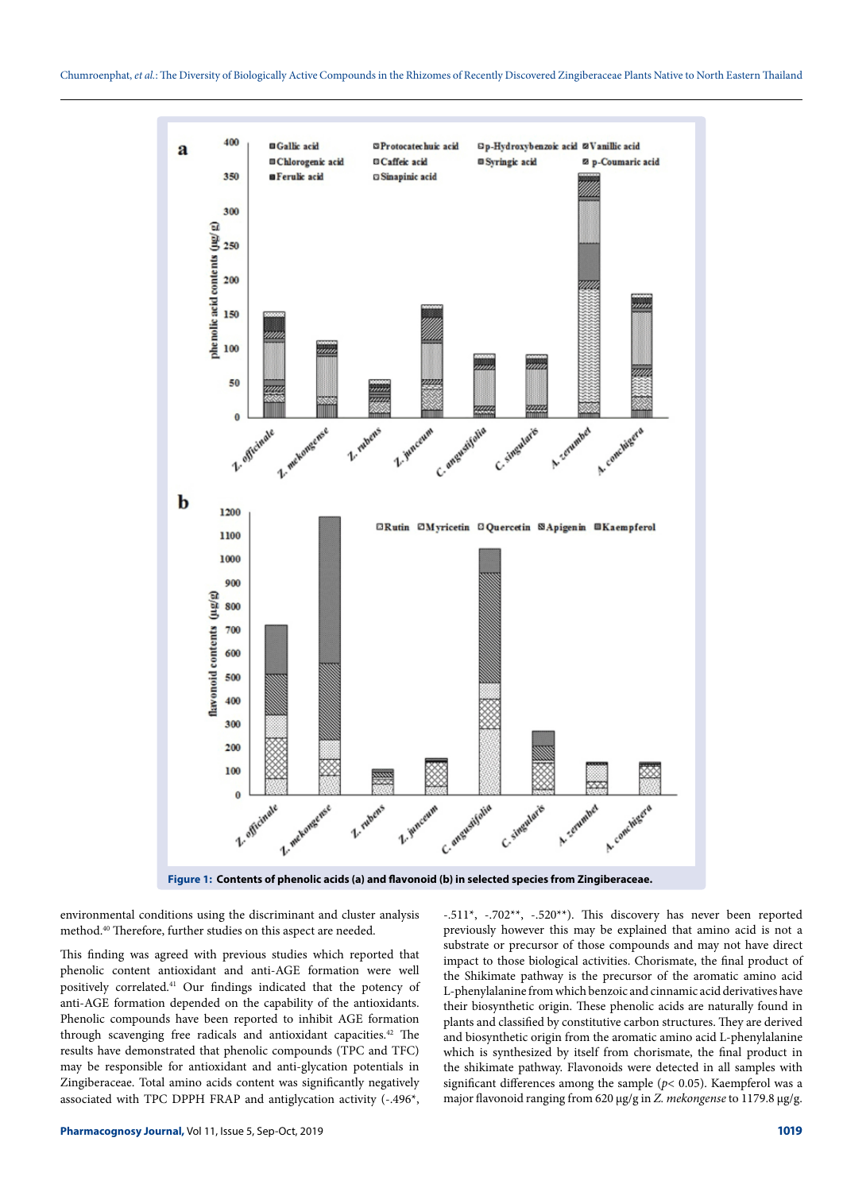Figure 1: Contents of phenolic acids (a) and flavonoid (b) in selected species from Zingiberaceae.

environmental conditions using the discriminant and cluster analysis method.[40] Therefore, further studies on this aspect are needed.

This finding was agreed with previous studies which reported that phenolic content antioxidant and anti-AGE formation were well positively correlated.[41] Our findings indicated that the potency of anti-AGE formation depended on the capability of the antioxidants. Phenolic compounds have been reported to inhibit AGE formation through scavenging free radicals and antioxidant capacities.[42] The results have demonstrated that phenolic compounds (TPC and TFC) may be responsible for antioxidant and anti-glycation potentials in Zingiberaceae. Total amino acids content was significantly negatively associated with TPC DPPH FRAP and antiglycation activity (-.496*, -.511*, -.702**, -.520**). This discovery has never been reported previously however this may be explained that amino acid is not a substrate or precursor of those compounds and may not have direct impact to those biological activities. Chorismate, the final product of the Shikimate pathway is the precursor of the aromatic amino acid L-phenylalanine from which benzoic and cinnamic acid derivatives have their biosynthetic origin. These phenolic acids are naturally found in plants and classified by constitutive carbon structures. They are derived and biosynthetic origin from the aromatic amino acid L-phenylalanine which is synthesized by itself from chorismate, the final product in the shikimate pathway. Flavonoids were detected in all samples with significant differences among the sample ($p < 0.05$). Kaempferol was a major flavonoid ranging from 620 µg/g in *Z. mekongense* to 1179.8 µg/g.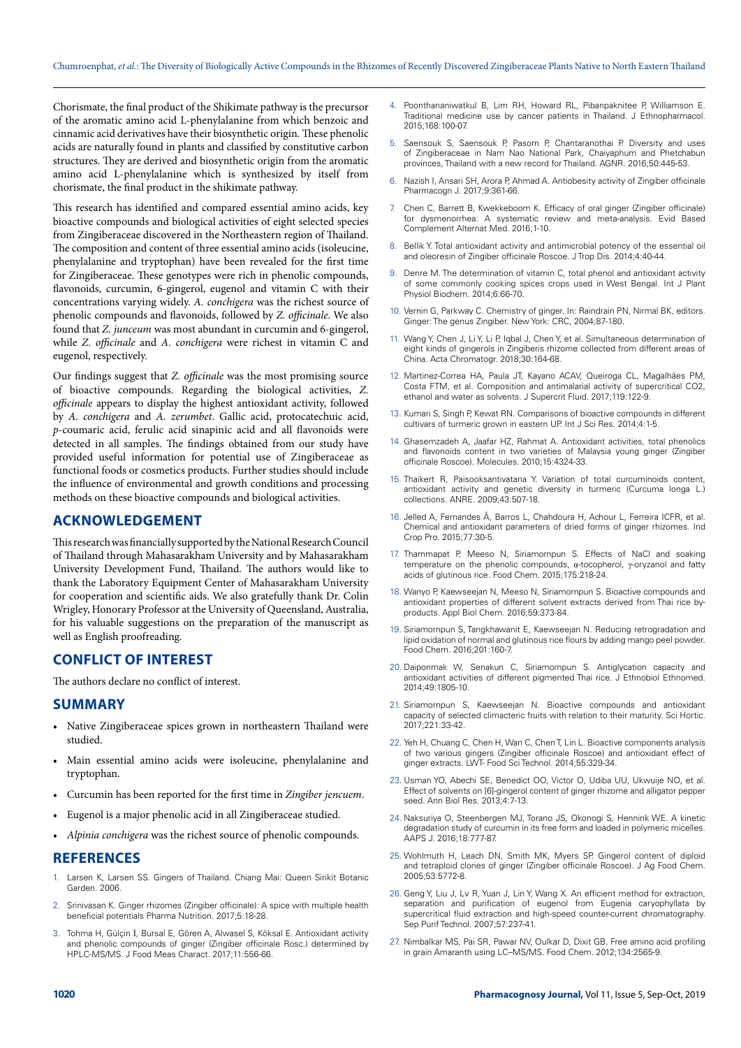Chorismate, the final product of the Shikimate pathway is the precursor of the aromatic amino acid L-phenylalanine from which benzoic and cinnamic acid derivatives have their biosynthetic origin. These phenolic acids are naturally found in plants and classified by constitutive carbon structures. They are derived and biosynthetic origin from the aromatic amino acid L-phenylalanine which is synthesized by itself from chorismate, the final product in the shikimate pathway.

This research has identified and compared essential amino acids, key bioactive compounds and biological activities of eight selected species from Zingiberaceae discovered in the Northeastern region of Thailand. The composition and content of three essential amino acids (isoleucine, phenylalanine and tryptophan) have been revealed for the first time for Zingiberaceae. These genotypes were rich in phenolic compounds, flavonoids, curcumin, 6-gingerol, eugenol and vitamin C with their concentrations varying widely. *A. conchigera* was the richest source of phenolic compounds and flavonoids, followed by *Z. officinale*. We also found that *Z. junceum* was most abundant in curcumin and 6-gingerol, while *Z. officinale* and *A. conchigera* were richest in vitamin C and eugenol, respectively.

Our findings suggest that *Z. officinale* was the most promising source of bioactive compounds. Regarding the biological activities, *Z. officinale* appears to display the highest antioxidant activity, followed by *A. conchigera* and *A. zerumbet*. Gallic acid, protocatechuic acid, *p*-coumaric acid, ferulic acid sinapinic acid and all flavonoids were detected in all samples. The findings obtained from our study have provided useful information for potential use of Zingiberaceae as functional foods or cosmetics products. Further studies should include the influence of environmental and growth conditions and processing methods on these bioactive compounds and biological activities.

## ACKNOWLEDGEMENT

This research was financially supported by the National Research Council of Thailand through Mahasarakham University and by Mahasarakham University Development Fund, Thailand. The authors would like to thank the Laboratory Equipment Center of Mahasarakham University for cooperation and scientific aids. We also gratefully thank Dr. Colin Wrigley, Honorary Professor at the University of Queensland, Australia, for his valuable suggestions on the preparation of the manuscript as well as English proofreading.

## CONFLICT OF INTEREST

The authors declare no conflict of interest.

## SUMMARY

- Native Zingiberaceae spices grown in northeastern Thailand were studied.
- Main essential amino acids were isoleucine, phenylalanine and tryptophan.
- Curcumin has been reported for the first time in *Zingiber jencuem*.
- Eugenol is a major phenolic acid in all Zingiberaceae studied.
- *Alpinia conchigera* was the richest source of phenolic compounds.

## REFERENCES

1. Larsen K, Larsen SS. Gingers of Thailand. Chiang Mai: Queen Sirikit Botanic Garden. 2006.
2. Srinivasan K. Ginger rhizomes (Zingiber officinale): A spice with multiple health beneficial potentials Pharma Nutrition. 2017;5:18-28.
3. Tohma H, Gülçin İ, Bursal E, Gören A, Alwasel S, Köksal E. Antioxidant activity and phenolic compounds of ginger (Zingiber officinale Rosc.) determined by HPLC-MS/MS. J Food Meas Charact. 2017;11:556-66.
4. Poonthananiwatkul B, Lim RH, Howard RL, Pibanpaknitee P, Williamson E. Traditional medicine use by cancer patients in Thailand. J Ethnopharmacol. 2015;168:100-07.
5. Saensouk S, Saensouk P, Pasorn P, Chantaranothai P. Diversity and uses of Zingiberaceae in Nam Nao National Park, Chaiyaphum and Phetchabun provinces, Thailand with a new record for Thailand. AGNR. 2016;50:445-53.
6. Nazish I, Ansari SH, Arora P, Ahmad A. Antiobesity activity of Zingiber officinale Pharmacogn J. 2017;9:361-66.
7. Chen C, Barrett B, Kwekkeboom K. Efficacy of oral ginger (Zingiber officinale) for dysmenorrhea: A systematic review and meta-analysis. Evid Based Complement Alternat Med. 2016;1-10.
8. Bellik Y. Total antioxidant activity and antimicrobial potency of the essential oil and oleoresin of Zingiber officinale Roscoe. J Trop Dis. 2014;4:40-44.
9. Denre M. The determination of vitamin C, total phenol and antioxidant activity of some commonly cooking spices crops used in West Bengal. Int J Plant Physiol Biochem. 2014;6:66-70.
10. Vernin G, Parkway C. Chemistry of ginger. In: Raindrain PN, Nirmal BK, editors. Ginger: The genus Zingiber. New York: CRC, 2004;87-180.
11. Wang Y, Chen J, Li Y, Li P, Iqbal J, Chen Y, et al. Simultaneous determination of eight kinds of gingerols in Zingiberis rhizome collected from different areas of China. Acta Chromatogr. 2018;30:164-68.
12. Martinez-Correa HA, Paula JT, Kayano ACAV, Queiroga CL, Magalhães PM, Costa FTM, et al. Composition and antimalarial activity of supercritical CO2, ethanol and water as solvents. J Supercrit Fluid. 2017;119:122-9.
13. Kumari S, Singh P, Kewat RN. Comparisons of bioactive compounds in different cultivars of turmeric grown in eastern UP. Int J Sci Res. 2014;4:1-5.
14. Ghasemzadeh A, Jaafar HZ, Rahmat A. Antioxidant activities, total phenolics and flavonoids content in two varieties of Malaysia young ginger (Zingiber officinale Roscoe). Molecules. 2010;15:4324-33.
15. Thaikert R, Paisooksantivatana Y. Variation of total curcuminoids content, antioxidant activity and genetic diversity in turmeric (Curcuma longa L.) collections. ANRE. 2009;43:507-18.
16. Jelled A, Fernandes Â, Barros L, Chahdoura H, Achour L, Ferreira ICFR, et al. Chemical and antioxidant parameters of dried forms of ginger rhizomes. Ind Crop Pro. 2015;77:30-5.
17. Thammapat P, Meeso N, Siriamornpun S. Effects of NaCl and soaking temperature on the phenolic compounds, α-tocopherol, γ-oryzanol and fatty acids of glutinous rice. Food Chem. 2015;175:218-24.
18. Wanyo P, Kaewseejan N, Meeso N, Siriamornpun S. Bioactive compounds and antioxidant properties of different solvent extracts derived from Thai rice by-products. Appl Biol Chem. 2016;59:373-84.
19. Siriamornpun S, Tangkhawanit E, Kaewseejan N. Reducing retrogradation and lipid oxidation of normal and glutinous rice flours by adding mango peel powder. Food Chem. 2016;201:160-7.
20. Daiponmak W, Senakun C, Siriamornpun S. Antiglycation capacity and antioxidant activities of different pigmented Thai rice. J Ethnobiol Ethnomed. 2014;49:1805-10.
21. Siriamornpun S, Kaewseejan N. Bioactive compounds and antioxidant capacity of selected climacteric fruits with relation to their maturity. Sci Hortic. 2017;221:33-42.
22. Yeh H, Chuang C, Chen H, Wan C, Chen T, Lin L. Bioactive components analysis of two various gingers (Zingiber officinale Roscoe) and antioxidant effect of ginger extracts. LWT- Food Sci Technol. 2014;55:329-34.
23. Usman YO, Abechi SE, Benedict OO, Victor O, Udiba UU, Ukwuije NO, et al. Effect of solvents on [6]-gingerol content of ginger rhizome and alligator pepper seed. Ann Biol Res. 2013;4:7-13.
24. Naksuriya O, Steenbergen MJ, Torano JS, Okonogi S, Hennink WE. A kinetic degradation study of curcumin in its free form and loaded in polymeric micelles. AAPS J. 2016;18:777-87.
25. Wohlmuth H, Leach DN, Smith MK, Myers SP. Gingerol content of diploid and tetraploid clones of ginger (Zingiber officinale Roscoe). J Ag Food Chem. 2005;53:5772-8.
26. Geng Y, Liu J, Lv R, Yuan J, Lin Y, Wang X. An efficient method for extraction, separation and purification of eugenol from Eugenia caryophyllata by supercritical fluid extraction and high-speed counter-current chromatography. Sep Purif Technol. 2007;57:237-41.
27. Nimbalkar MS, Pai SR, Pawar NV, Oulkar D, Dixit GB. Free amino acid profiling in grain Amaranth using LC–MS/MS. Food Chem. 2012;134:2565-9.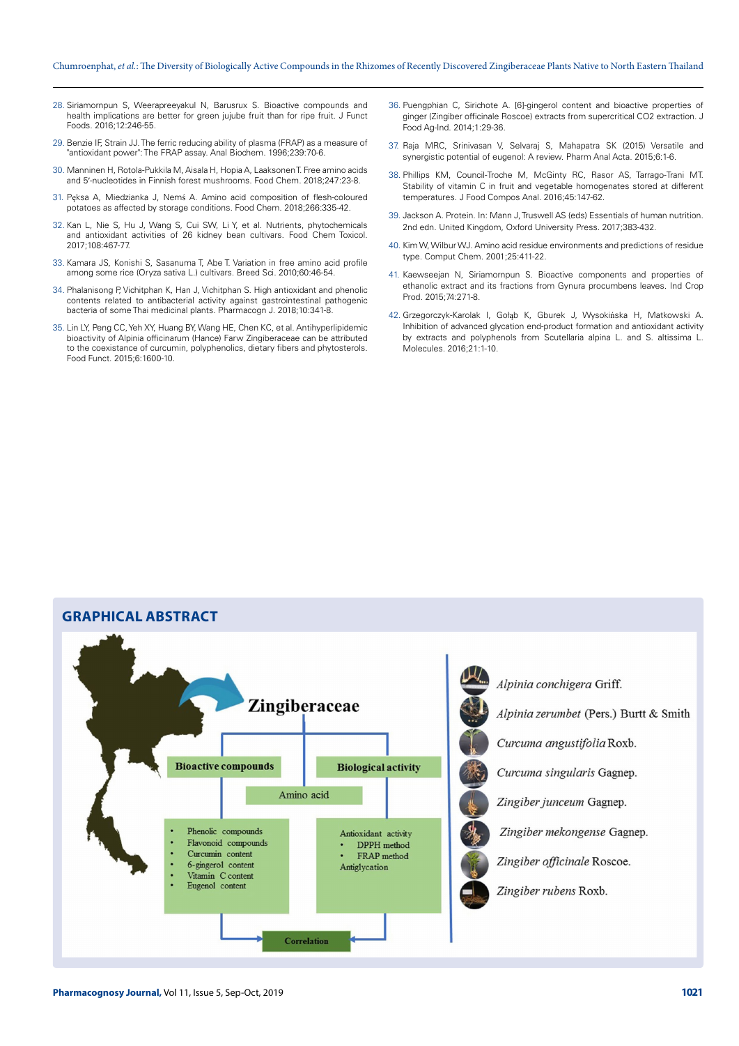28. Siriamornpun S, Weerapreeyakul N, Barusrux S. Bioactive compounds and health implications are better for green jujube fruit than for ripe fruit. J Funct Foods. 2016;12:246-55.
29. Benzie IF, Strain JJ. The ferric reducing ability of plasma (FRAP) as a measure of "antioxidant power": The FRAP assay. Anal Biochem. 1996;239:70-6.
30. Manninen H, Rotola-Pukkila M, Aisala H, Hopia A, Laaksonen T. Free amino acids and 5′-nucleotides in Finnish forest mushrooms. Food Chem. 2018;247:23-8.
31. Pęksa A, Miedzianka J, Nemś A. Amino acid composition of flesh-coloured potatoes as affected by storage conditions. Food Chem. 2018;266:335-42.
32. Kan L, Nie S, Hu J, Wang S, Cui SW, Li Y, et al. Nutrients, phytochemicals and antioxidant activities of 26 kidney bean cultivars. Food Chem Toxicol. 2017;108:467-77.
33. Kamara JS, Konishi S, Sasanuma T, Abe T. Variation in free amino acid profile among some rice (Oryza sativa L.) cultivars. Breed Sci. 2010;60:46-54.
34. Phalanisong P, Vichitphan K, Han J, Vichitphan S. High antioxidant and phenolic contents related to antibacterial activity against gastrointestinal pathogenic bacteria of some Thai medicinal plants. Pharmacogn J. 2018;10:341-8.
35. Lin LY, Peng CC, Yeh XY, Huang BY, Wang HE, Chen KC, et al. Antihyperlipidemic bioactivity of Alpinia officinarum (Hance) Farw Zingiberaceae can be attributed to the coexistance of curcumin, polyphenolics, dietary fibers and phytosterols. Food Funct. 2015;6:1600-10.
36. Puengphian C, Sirichote A. [6]-gingerol content and bioactive properties of ginger (Zingiber officinale Roscoe) extracts from supercritical CO2 extraction. J Food Ag-Ind. 2014;1:29-36.
37. Raja MRC, Srinivasan V, Selvaraj S, Mahapatra SK (2015) Versatile and synergistic potential of eugenol: A review. Pharm Anal Acta. 2015;6:1-6.
38. Phillips KM, Council-Troche M, McGinty RC, Rasor AS, Tarrago-Trani MT. Stability of vitamin C in fruit and vegetable homogenates stored at different temperatures. J Food Compos Anal. 2016;45:147-62.
39. Jackson A. Protein. In: Mann J, Truswell AS (eds) Essentials of human nutrition. 2nd edn. United Kingdom, Oxford University Press. 2017;383-432.
40. Kim W, Wilbur WJ. Amino acid residue environments and predictions of residue type. Comput Chem. 2001;25:411-22.
41. Kaewseejan N, Siriamornpun S. Bioactive components and properties of ethanolic extract and its fractions from Gynura procumbens leaves. Ind Crop Prod. 2015;74:271-8.
42. Grzegorczyk-Karolak I, Gołąb K, Gburek J, Wysokińska H, Matkowski A. Inhibition of advanced glycation end-product formation and antioxidant activity by extracts and polyphenols from Scutellaria alpina L. and S. altissima L. Molecules. 2016;21:1-10.

## GRAPHICAL ABSTRACT

Zingiberaceae

Bioactive compounds | Biological activity | Amino acid

- Phenolic compounds
- Flavonoid compounds
- Curcumin content
- 6-gingerol content
- Vitamin C content
- Eugenol content

Antioxidant activity
- DPPH method
- FRAP method

Antiglycation

Correlation

*Alpinia conchigera* Griff.
*Alpinia zerumbet* (Pers.) Burtt & Smith
*Curcuma angustifolia* Roxb.
*Curcuma singularis* Gagnep.
*Zingiber junceum* Gagnep.
*Zingiber mekongense* Gagnep.
*Zingiber officinale* Roscoe.
*Zingiber rubens* Roxb.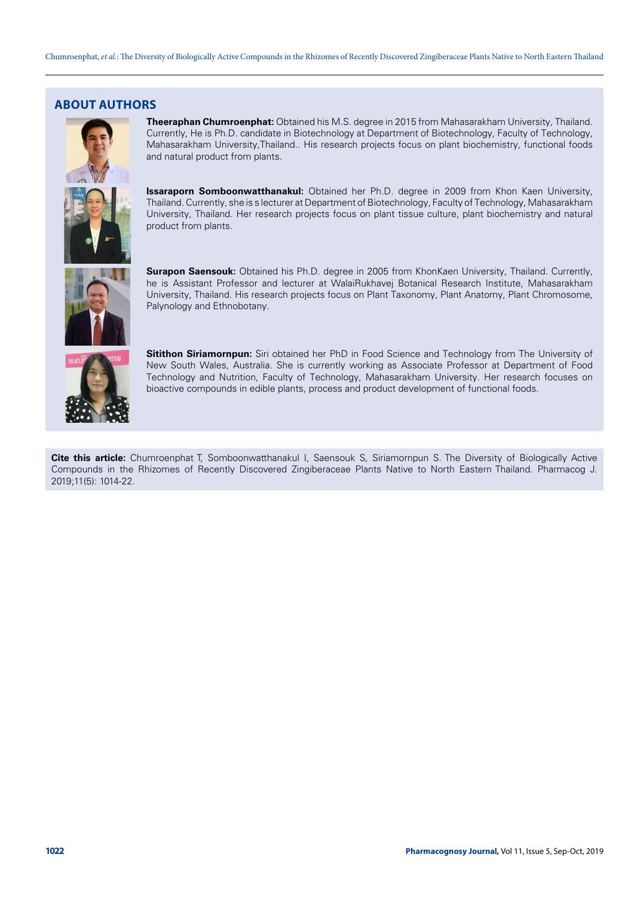## ABOUT AUTHORS

**Theeraphan Chumroenphat:** Obtained his M.S. degree in 2015 from Mahasarakham University, Thailand. Currently, He is Ph.D. candidate in Biotechnology at Department of Biotechnology, Faculty of Technology, Mahasarakham University,Thailand.. His research projects focus on plant biochemistry, functional foods and natural product from plants.

**Issaraporn Somboonwatthanakul:** Obtained her Ph.D. degree in 2009 from Khon Kaen University, Thailand. Currently, she is s lecturer at Department of Biotechnology, Faculty of Technology, Mahasarakham University, Thailand. Her research projects focus on plant tissue culture, plant biochemistry and natural product from plants.

**Surapon Saensouk:** Obtained his Ph.D. degree in 2005 from KhonKaen University, Thailand. Currently, he is Assistant Professor and lecturer at WalaiRukhavej Botanical Research Institute, Mahasarakham University, Thailand. His research projects focus on Plant Taxonomy, Plant Anatomy, Plant Chromosome, Palynology and Ethnobotany.

**Sitithon Siriamornpun:** Siri obtained her PhD in Food Science and Technology from The University of New South Wales, Australia. She is currently working as Associate Professor at Department of Food Technology and Nutrition, Faculty of Technology, Mahasarakham University. Her research focuses on bioactive compounds in edible plants, process and product development of functional foods.

**Cite this article:** Chumroenphat T, Somboonwatthanakul I, Saensouk S, Siriamornpun S. The Diversity of Biologically Active Compounds in the Rhizomes of Recently Discovered Zingiberaceae Plants Native to North Eastern Thailand. Pharmacog J. 2019;11(5): 1014-22.